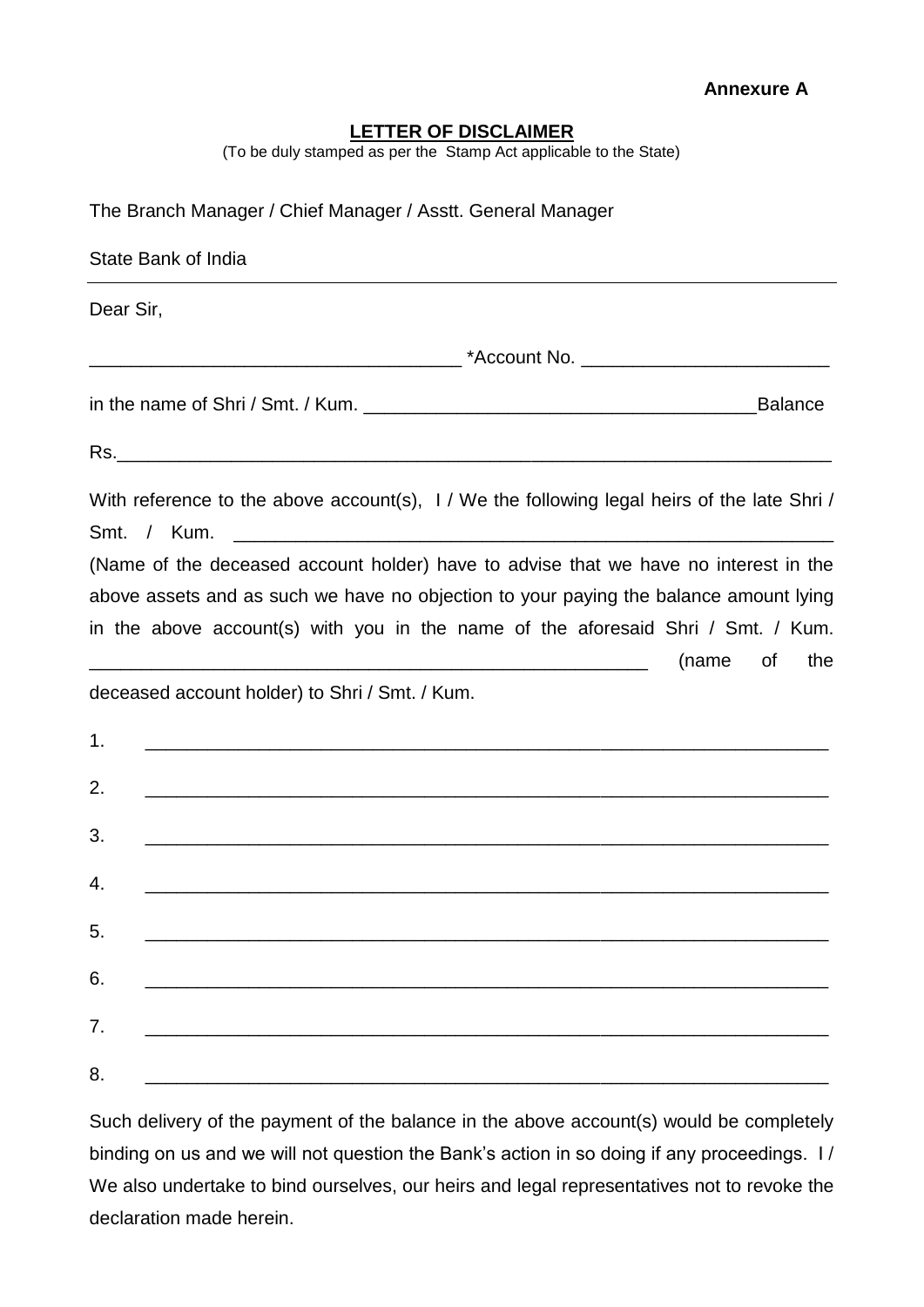**Annexure A**

**LETTER OF DISCLAIMER**

(To be duly stamped as per the Stamp Act applicable to the State)

The Branch Manager / Chief Manager / Asstt. General Manager

State Bank of India

---

Dear Sir,

___________________________________ *Account No. ________________________

in the name of Shri / Smt. / Kum. _____________________________________Balance

Rs.______________________________________________________________________

With reference to the above account(s), I / We the following legal heirs of the late Shri / Smt. / Kum. ____________________________________________________________ (Name of the deceased account holder) have to advise that we have no interest in the above assets and as such we have no objection to your paying the balance amount lying in the above account(s) with you in the name of the aforesaid Shri / Smt. / Kum. ______________________________________________________ (name of the deceased account holder) to Shri / Smt. / Kum.

1. ____________________________________________________________________
2. ____________________________________________________________________
3. ____________________________________________________________________
4. ____________________________________________________________________
5. ____________________________________________________________________
6. ____________________________________________________________________
7. ____________________________________________________________________
8. ____________________________________________________________________

Such delivery of the payment of the balance in the above account(s) would be completely binding on us and we will not question the Bank's action in so doing if any proceedings. I / We also undertake to bind ourselves, our heirs and legal representatives not to revoke the declaration made herein.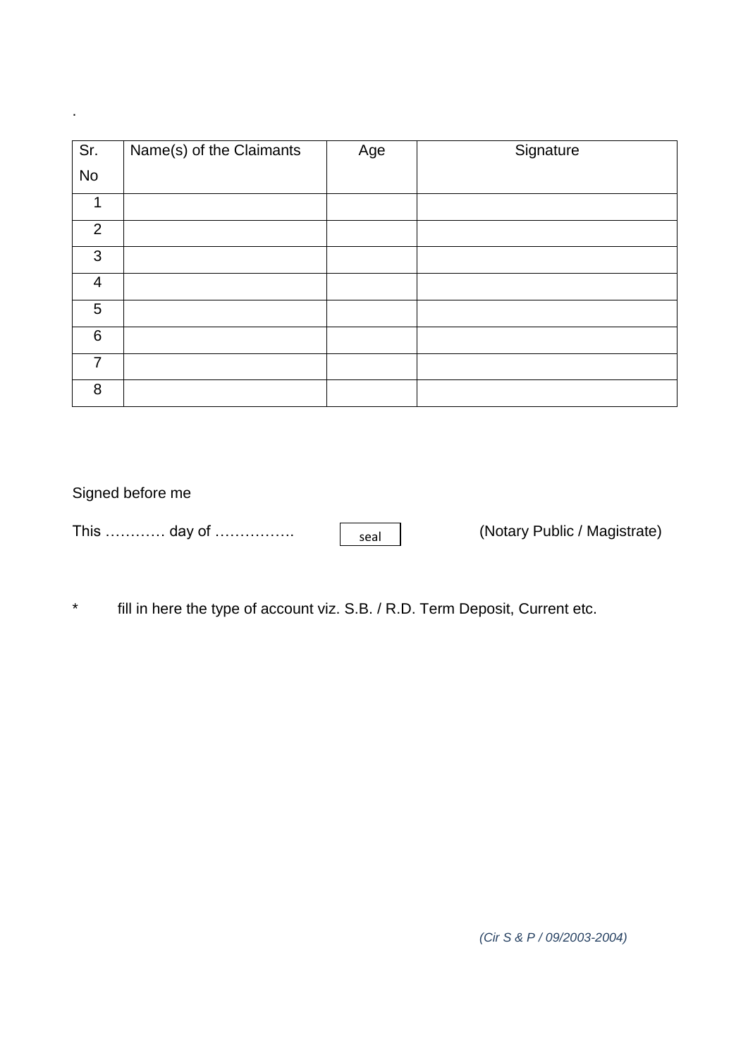.

| Sr. No | Name(s) of the Claimants | Age | Signature |
|---|---|---|---|
| 1 | | | |
| 2 | | | |
| 3 | | | |
| 4 | | | |
| 5 | | | |
| 6 | | | |
| 7 | | | |
| 8 | | | |

Signed before me

This ………… day of …………….    seal    (Notary Public / Magistrate)

*    fill in here the type of account viz. S.B. / R.D. Term Deposit, Current etc.

*(Cir S & P / 09/2003-2004)*